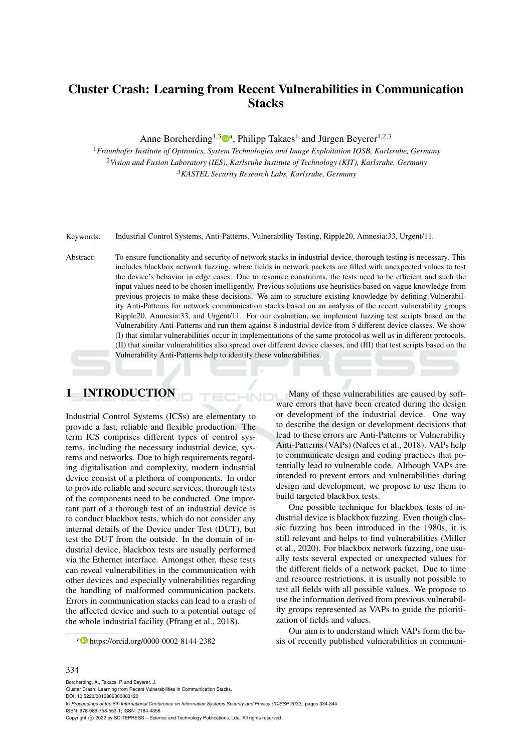# Cluster Crash: Learning from Recent Vulnerabilities in Communication Stacks

Anne Borcherding[1,3][a], Philipp Takacs[1] and Jürgen Beyerer[1,2,3]

[1] *Fraunhofer Institute of Optronics, System Technologies and Image Exploitation IOSB, Karlsruhe, Germany*
[2] *Vision and Fusion Laboratory (IES), Karlsruhe Institute of Technology (KIT), Karlsruhe, Germany*
[3] *KASTEL Security Research Labs, Karlsruhe, Germany*

Keywords: Industrial Control Systems, Anti-Patterns, Vulnerability Testing, Ripple20, Amnesia:33, Urgent/11.

Abstract: To ensure functionality and security of network stacks in industrial device, thorough testing is necessary. This includes blackbox network fuzzing, where fields in network packets are filled with unexpected values to test the device's behavior in edge cases. Due to resource constraints, the tests need to be efficient and such the input values need to be chosen intelligently. Previous solutions use heuristics based on vague knowledge from previous projects to make these decisions. We aim to structure existing knowledge by defining Vulnerability Anti-Patterns for network communication stacks based on an analysis of the recent vulnerability groups Ripple20, Amnesia:33, and Urgent/11. For our evaluation, we implement fuzzing test scripts based on the Vulnerability Anti-Patterns and run them against 8 industrial device from 5 different device classes. We show (I) that similar vulnerabilities occur in implementations of the same protocol as well as in different protocols, (II) that similar vulnerabilities also spread over different device classes, and (III) that test scripts based on the Vulnerability Anti-Patterns help to identify these vulnerabilities.

## 1 INTRODUCTION

Industrial Control Systems (ICSs) are elementary to provide a fast, reliable and flexible production. The term ICS comprises different types of control systems, including the necessary industrial device, systems and networks. Due to high requirements regarding digitalisation and complexity, modern industrial device consist of a plethora of components. In order to provide reliable and secure services, thorough tests of the components need to be conducted. One important part of a thorough test of an industrial device is to conduct blackbox tests, which do not consider any internal details of the Device under Test (DUT), but test the DUT from the outside. In the domain of industrial device, blackbox tests are usually performed via the Ethernet interface. Amongst other, these tests can reveal vulnerabilities in the communication with other devices and especially vulnerabilities regarding the handling of malformed communication packets. Errors in communication stacks can lead to a crash of the affected device and such to a potential outage of the whole industrial facility (Pfrang et al., 2018).

Many of these vulnerabilities are caused by software errors that have been created during the design or development of the industrial device. One way to describe the design or development decisions that lead to these errors are Anti-Patterns or Vulnerability Anti-Patterns (VAPs) (Nafees et al., 2018). VAPs help to communicate design and coding practices that potentially lead to vulnerable code. Although VAPs are intended to prevent errors and vulnerabilities during design and development, we propose to use them to build targeted blackbox tests.

One possible technique for blackbox tests of industrial device is blackbox fuzzing. Even though classic fuzzing has been introduced in the 1980s, it is still relevant and helps to find vulnerabilities (Miller et al., 2020). For blackbox network fuzzing, one usually tests several expected or unexpected values for the different fields of a network packet. Due to time and resource restrictions, it is usually not possible to test all fields with all possible values. We propose to use the information derived from previous vulnerability groups represented as VAPs to guide the prioritization of fields and values.

Our aim is to understand which VAPs form the basis of recently published vulnerabilities in communi-

[a] https://orcid.org/0000-0002-8144-2382

Borcherding, A., Takacs, P. and Beyerer, J.
Cluster Crash: Learning from Recent Vulnerabilities in Communication Stacks.
DOI: 10.5220/0010806300003120
In *Proceedings of the 8th International Conference on Information Systems Security and Privacy (ICISSP 2022)*, pages 334-344
ISBN: 978-989-758-553-1; ISSN: 2184-4356
Copyright © 2022 by SCITEPRESS – Science and Technology Publications, Lda. All rights reserved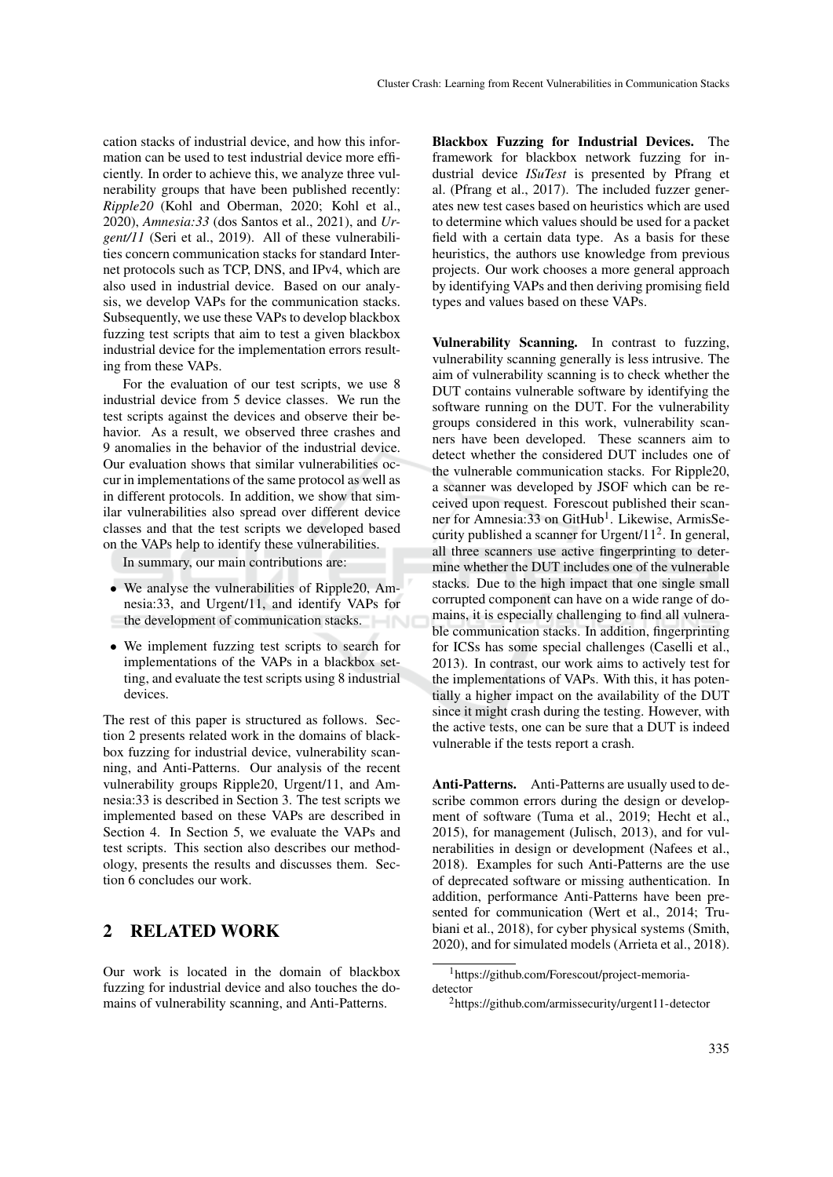cation stacks of industrial device, and how this information can be used to test industrial device more efficiently. In order to achieve this, we analyze three vulnerability groups that have been published recently: *Ripple20* (Kohl and Oberman, 2020; Kohl et al., 2020), *Amnesia:33* (dos Santos et al., 2021), and *Urgent/11* (Seri et al., 2019). All of these vulnerabilities concern communication stacks for standard Internet protocols such as TCP, DNS, and IPv4, which are also used in industrial device. Based on our analysis, we develop VAPs for the communication stacks. Subsequently, we use these VAPs to develop blackbox fuzzing test scripts that aim to test a given blackbox industrial device for the implementation errors resulting from these VAPs.

For the evaluation of our test scripts, we use 8 industrial device from 5 device classes. We run the test scripts against the devices and observe their behavior. As a result, we observed three crashes and 9 anomalies in the behavior of the industrial device. Our evaluation shows that similar vulnerabilities occur in implementations of the same protocol as well as in different protocols. In addition, we show that similar vulnerabilities also spread over different device classes and that the test scripts we developed based on the VAPs help to identify these vulnerabilities.

In summary, our main contributions are:

- We analyse the vulnerabilities of Ripple20, Amnesia:33, and Urgent/11, and identify VAPs for the development of communication stacks.
- We implement fuzzing test scripts to search for implementations of the VAPs in a blackbox setting, and evaluate the test scripts using 8 industrial devices.

The rest of this paper is structured as follows. Section 2 presents related work in the domains of blackbox fuzzing for industrial device, vulnerability scanning, and Anti-Patterns. Our analysis of the recent vulnerability groups Ripple20, Urgent/11, and Amnesia:33 is described in Section 3. The test scripts we implemented based on these VAPs are described in Section 4. In Section 5, we evaluate the VAPs and test scripts. This section also describes our methodology, presents the results and discusses them. Section 6 concludes our work.

## 2 RELATED WORK

Our work is located in the domain of blackbox fuzzing for industrial device and also touches the domains of vulnerability scanning, and Anti-Patterns.

**Blackbox Fuzzing for Industrial Devices.** The framework for blackbox network fuzzing for industrial device *ISuTest* is presented by Pfrang et al. (Pfrang et al., 2017). The included fuzzer generates new test cases based on heuristics which are used to determine which values should be used for a packet field with a certain data type. As a basis for these heuristics, the authors use knowledge from previous projects. Our work chooses a more general approach by identifying VAPs and then deriving promising field types and values based on these VAPs.

**Vulnerability Scanning.** In contrast to fuzzing, vulnerability scanning generally is less intrusive. The aim of vulnerability scanning is to check whether the DUT contains vulnerable software by identifying the software running on the DUT. For the vulnerability groups considered in this work, vulnerability scanners have been developed. These scanners aim to detect whether the considered DUT includes one of the vulnerable communication stacks. For Ripple20, a scanner was developed by JSOF which can be received upon request. Forescout published their scanner for Amnesia:33 on GitHub[1]. Likewise, ArmisSecurity published a scanner for Urgent/11[2]. In general, all three scanners use active fingerprinting to determine whether the DUT includes one of the vulnerable stacks. Due to the high impact that one single small corrupted component can have on a wide range of domains, it is especially challenging to find all vulnerable communication stacks. In addition, fingerprinting for ICSs has some special challenges (Caselli et al., 2013). In contrast, our work aims to actively test for the implementations of VAPs. With this, it has potentially a higher impact on the availability of the DUT since it might crash during the testing. However, with the active tests, one can be sure that a DUT is indeed vulnerable if the tests report a crash.

**Anti-Patterns.** Anti-Patterns are usually used to describe common errors during the design or development of software (Tuma et al., 2019; Hecht et al., 2015), for management (Julisch, 2013), and for vulnerabilities in design or development (Nafees et al., 2018). Examples for such Anti-Patterns are the use of deprecated software or missing authentication. In addition, performance Anti-Patterns have been presented for communication (Wert et al., 2014; Trubiani et al., 2018), for cyber physical systems (Smith, 2020), and for simulated models (Arrieta et al., 2018).

[1] https://github.com/Forescout/project-memoria-detector

[2] https://github.com/armissecurity/urgent11-detector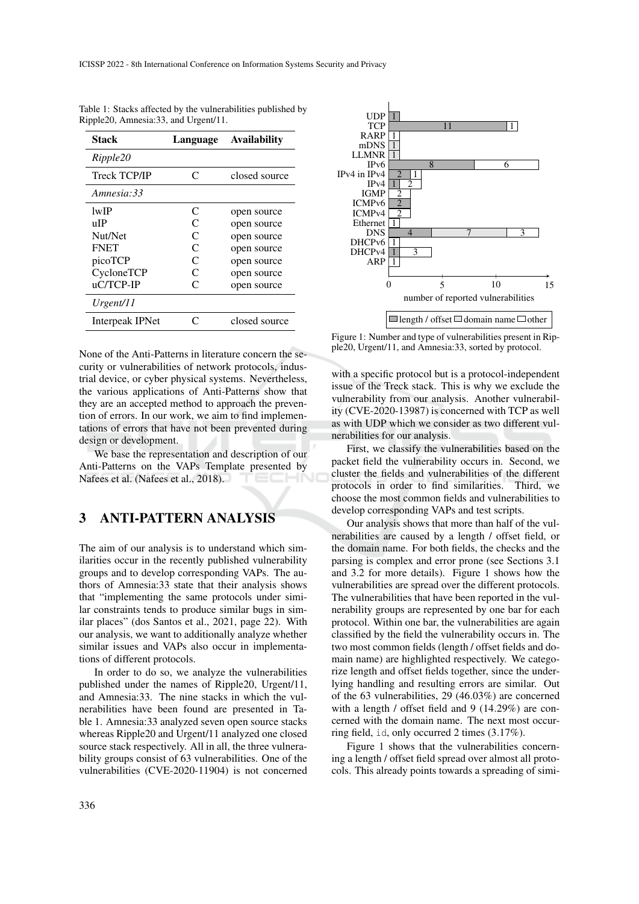Table 1: Stacks affected by the vulnerabilities published by Ripple20, Amnesia:33, and Urgent/11.

| Stack | Language | Availability |
|---|---|---|
| *Ripple20* | | |
| Treck TCP/IP | C | closed source |
| *Amnesia:33* | | |
| lwIP | C | open source |
| uIP | C | open source |
| Nut/Net | C | open source |
| FNET | C | open source |
| picoTCP | C | open source |
| CycloneTCP | C | open source |
| uC/TCP-IP | C | open source |
| *Urgent/11* | | |
| Interpeak IPNet | C | closed source |

None of the Anti-Patterns in literature concern the security or vulnerabilities of network protocols, industrial device, or cyber physical systems. Nevertheless, the various applications of Anti-Patterns show that they are an accepted method to approach the prevention of errors. In our work, we aim to find implementations of errors that have not been prevented during design or development.

We base the representation and description of our Anti-Patterns on the VAPs Template presented by Nafees et al. (Nafees et al., 2018).

# 3 ANTI-PATTERN ANALYSIS

The aim of our analysis is to understand which similarities occur in the recently published vulnerability groups and to develop corresponding VAPs. The authors of Amnesia:33 state that their analysis shows that "implementing the same protocols under similar constraints tends to produce similar bugs in similar places" (dos Santos et al., 2021, page 22). With our analysis, we want to additionally analyze whether similar issues and VAPs also occur in implementations of different protocols.

In order to do so, we analyze the vulnerabilities published under the names of Ripple20, Urgent/11, and Amnesia:33. The nine stacks in which the vulnerabilities have been found are presented in Table 1. Amnesia:33 analyzed seven open source stacks whereas Ripple20 and Urgent/11 analyzed one closed source stack respectively. All in all, the three vulnerability groups consist of 63 vulnerabilities. One of the vulnerabilities (CVE-2020-11904) is not concerned with a specific protocol but is a protocol-independent issue of the Treck stack. This is why we exclude the vulnerability from our analysis. Another vulnerability (CVE-2020-13987) is concerned with TCP as well as with UDP which we consider as two different vulnerabilities for our analysis.

| Protocol | length / offset | domain name | other |
|---|---|---|---|
| UDP | 1 | | |
| TCP | 11 | | 1 |
| RARP | | | 1 |
| mDNS | 1 | | |
| LLMNR | 1 | | |
| IPv6 | 8 | | 6 |
| IPv4 in IPv4 | 2 | | 1 |
| IPv4 | 1 | | 2 |
| IGMP | | | 2 |
| ICMPv6 | 2 | | |
| ICMPv4 | | | 2 |
| Ethernet | | | 1 |
| DNS | 4 | 7 | 3 |
| DHCPv6 | | | 1 |
| DHCPv4 | 1 | | 3 |
| ARP | | | 1 |

Figure 1: Number and type of vulnerabilities present in Ripple20, Urgent/11, and Amnesia:33, sorted by protocol.

First, we classify the vulnerabilities based on the packet field the vulnerability occurs in. Second, we cluster the fields and vulnerabilities of the different protocols in order to find similarities. Third, we choose the most common fields and vulnerabilities to develop corresponding VAPs and test scripts.

Our analysis shows that more than half of the vulnerabilities are caused by a length / offset field, or the domain name. For both fields, the checks and the parsing is complex and error prone (see Sections 3.1 and 3.2 for more details). Figure 1 shows how the vulnerabilities are spread over the different protocols. The vulnerabilities that have been reported in the vulnerability groups are represented by one bar for each protocol. Within one bar, the vulnerabilities are again classified by the field the vulnerability occurs in. The two most common fields (length / offset fields and domain name) are highlighted respectively. We categorize length and offset fields together, since the underlying handling and resulting errors are similar. Out of the 63 vulnerabilities, 29 (46.03%) are concerned with a length / offset field and 9 (14.29%) are concerned with the domain name. The next most occurring field, `id`, only occurred 2 times (3.17%).

Figure 1 shows that the vulnerabilities concerning a length / offset field spread over almost all protocols. This already points towards a spreading of simi-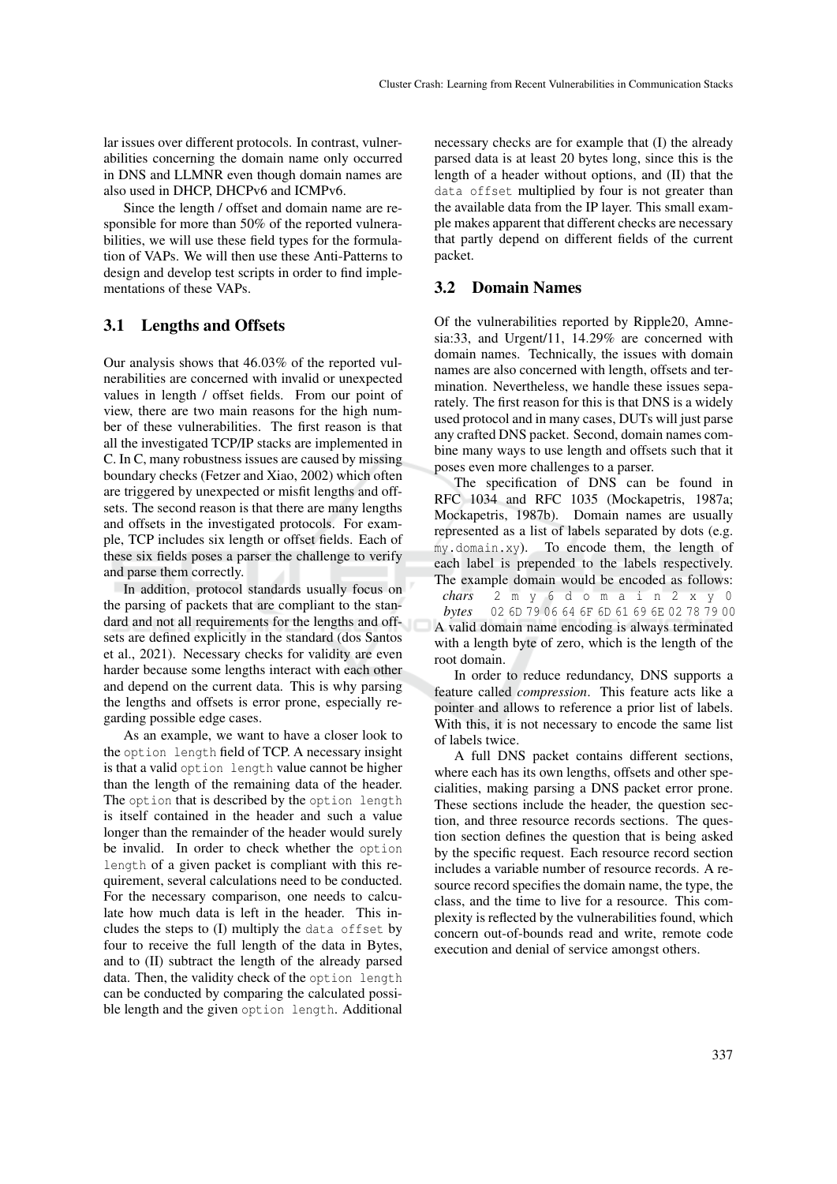lar issues over different protocols. In contrast, vulnerabilities concerning the domain name only occurred in DNS and LLMNR even though domain names are also used in DHCP, DHCPv6 and ICMPv6.

Since the length / offset and domain name are responsible for more than 50% of the reported vulnerabilities, we will use these field types for the formulation of VAPs. We will then use these Anti-Patterns to design and develop test scripts in order to find implementations of these VAPs.

### 3.1 Lengths and Offsets

Our analysis shows that 46.03% of the reported vulnerabilities are concerned with invalid or unexpected values in length / offset fields. From our point of view, there are two main reasons for the high number of these vulnerabilities. The first reason is that all the investigated TCP/IP stacks are implemented in C. In C, many robustness issues are caused by missing boundary checks (Fetzer and Xiao, 2002) which often are triggered by unexpected or misfit lengths and offsets. The second reason is that there are many lengths and offsets in the investigated protocols. For example, TCP includes six length or offset fields. Each of these six fields poses a parser the challenge to verify and parse them correctly.

In addition, protocol standards usually focus on the parsing of packets that are compliant to the standard and not all requirements for the lengths and offsets are defined explicitly in the standard (dos Santos et al., 2021). Necessary checks for validity are even harder because some lengths interact with each other and depend on the current data. This is why parsing the lengths and offsets is error prone, especially regarding possible edge cases.

As an example, we want to have a closer look to the `option length` field of TCP. A necessary insight is that a valid `option length` value cannot be higher than the length of the remaining data of the header. The `option` that is described by the `option length` is itself contained in the header and such a value longer than the remainder of the header would surely be invalid. In order to check whether the `option length` of a given packet is compliant with this requirement, several calculations need to be conducted. For the necessary comparison, one needs to calculate how much data is left in the header. This includes the steps to (I) multiply the `data offset` by four to receive the full length of the data in Bytes, and to (II) subtract the length of the already parsed data. Then, the validity check of the `option length` can be conducted by comparing the calculated possible length and the given `option length`. Additional necessary checks are for example that (I) the already parsed data is at least 20 bytes long, since this is the length of a header without options, and (II) that the `data offset` multiplied by four is not greater than the available data from the IP layer. This small example makes apparent that different checks are necessary that partly depend on different fields of the current packet.

### 3.2 Domain Names

Of the vulnerabilities reported by Ripple20, Amnesia:33, and Urgent/11, 14.29% are concerned with domain names. Technically, the issues with domain names are also concerned with length, offsets and termination. Nevertheless, we handle these issues separately. The first reason for this is that DNS is a widely used protocol and in many cases, DUTs will just parse any crafted DNS packet. Second, domain names combine many ways to use length and offsets such that it poses even more challenges to a parser.

The specification of DNS can be found in RFC 1034 and RFC 1035 (Mockapetris, 1987a; Mockapetris, 1987b). Domain names are usually represented as a list of labels separated by dots (e.g. `my.domain.xy`). To encode them, the length of each label is prepended to the labels respectively. The example domain would be encoded as follows:

| *chars* | 2 | m | y | 6 | d | o | m | a | i | n | 2 | x | y | 0 |
|---|---|---|---|---|---|---|---|---|---|---|---|---|---|---|
| *bytes* | 02 | 6D | 79 | 06 | 64 | 6F | 6D | 61 | 69 | 6E | 02 | 78 | 79 | 00 |

A valid domain name encoding is always terminated with a length byte of zero, which is the length of the root domain.

In order to reduce redundancy, DNS supports a feature called *compression*. This feature acts like a pointer and allows to reference a prior list of labels. With this, it is not necessary to encode the same list of labels twice.

A full DNS packet contains different sections, where each has its own lengths, offsets and other specialities, making parsing a DNS packet error prone. These sections include the header, the question section, and three resource records sections. The question section defines the question that is being asked by the specific request. Each resource record section includes a variable number of resource records. A resource record specifies the domain name, the type, the class, and the time to live for a resource. This complexity is reflected by the vulnerabilities found, which concern out-of-bounds read and write, remote code execution and denial of service amongst others.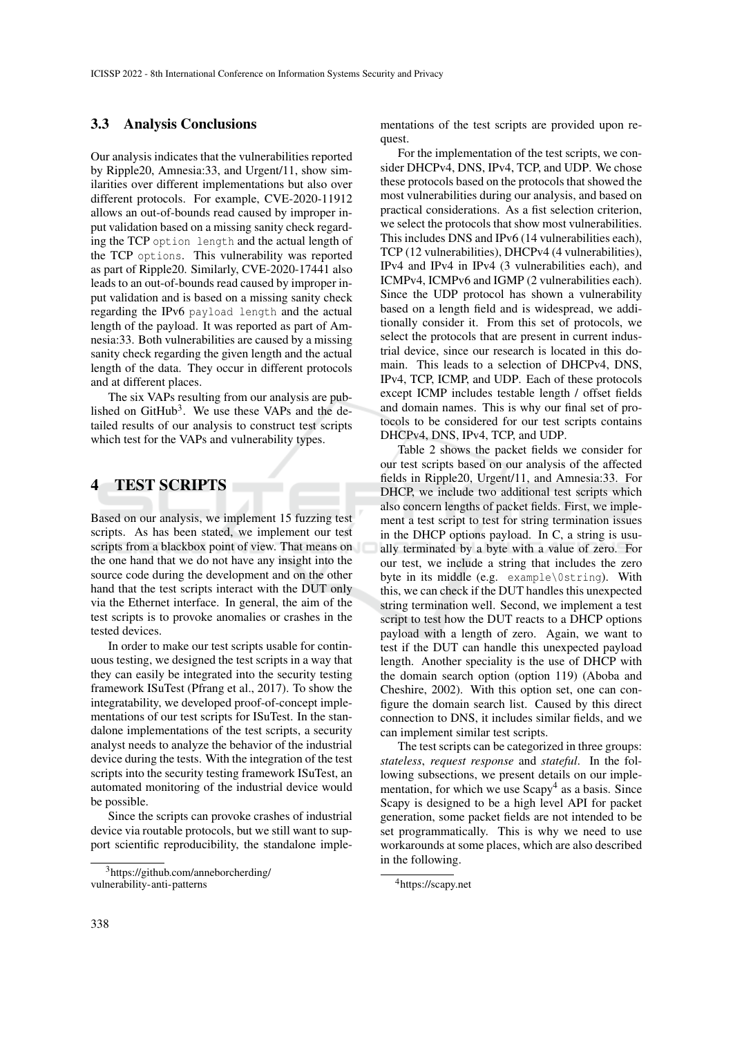### 3.3 Analysis Conclusions

Our analysis indicates that the vulnerabilities reported by Ripple20, Amnesia:33, and Urgent/11, show similarities over different implementations but also over different protocols. For example, CVE-2020-11912 allows an out-of-bounds read caused by improper input validation based on a missing sanity check regarding the TCP `option length` and the actual length of the TCP `options`. This vulnerability was reported as part of Ripple20. Similarly, CVE-2020-17441 also leads to an out-of-bounds read caused by improper input validation and is based on a missing sanity check regarding the IPv6 `payload length` and the actual length of the payload. It was reported as part of Amnesia:33. Both vulnerabilities are caused by a missing sanity check regarding the given length and the actual length of the data. They occur in different protocols and at different places.

The six VAPs resulting from our analysis are published on GitHub[3]. We use these VAPs and the detailed results of our analysis to construct test scripts which test for the VAPs and vulnerability types.

## 4 TEST SCRIPTS

Based on our analysis, we implement 15 fuzzing test scripts. As has been stated, we implement our test scripts from a blackbox point of view. That means on the one hand that we do not have any insight into the source code during the development and on the other hand that the test scripts interact with the DUT only via the Ethernet interface. In general, the aim of the test scripts is to provoke anomalies or crashes in the tested devices.

In order to make our test scripts usable for continuous testing, we designed the test scripts in a way that they can easily be integrated into the security testing framework ISuTest (Pfrang et al., 2017). To show the integratability, we developed proof-of-concept implementations of our test scripts for ISuTest. In the standalone implementations of the test scripts, a security analyst needs to analyze the behavior of the industrial device during the tests. With the integration of the test scripts into the security testing framework ISuTest, an automated monitoring of the industrial device would be possible.

Since the scripts can provoke crashes of industrial device via routable protocols, but we still want to support scientific reproducibility, the standalone implementations of the test scripts are provided upon request.

For the implementation of the test scripts, we consider DHCPv4, DNS, IPv4, TCP, and UDP. We chose these protocols based on the protocols that showed the most vulnerabilities during our analysis, and based on practical considerations. As a fist selection criterion, we select the protocols that show most vulnerabilities. This includes DNS and IPv6 (14 vulnerabilities each), TCP (12 vulnerabilities), DHCPv4 (4 vulnerabilities), IPv4 and IPv4 in IPv4 (3 vulnerabilities each), and ICMPv4, ICMPv6 and IGMP (2 vulnerabilities each). Since the UDP protocol has shown a vulnerability based on a length field and is widespread, we additionally consider it. From this set of protocols, we select the protocols that are present in current industrial device, since our research is located in this domain. This leads to a selection of DHCPv4, DNS, IPv4, TCP, ICMP, and UDP. Each of these protocols except ICMP includes testable length / offset fields and domain names. This is why our final set of protocols to be considered for our test scripts contains DHCPv4, DNS, IPv4, TCP, and UDP.

Table 2 shows the packet fields we consider for our test scripts based on our analysis of the affected fields in Ripple20, Urgent/11, and Amnesia:33. For DHCP, we include two additional test scripts which also concern lengths of packet fields. First, we implement a test script to test for string termination issues in the DHCP options payload. In C, a string is usually terminated by a byte with a value of zero. For our test, we include a string that includes the zero byte in its middle (e.g. `example\0string`). With this, we can check if the DUT handles this unexpected string termination well. Second, we implement a test script to test how the DUT reacts to a DHCP options payload with a length of zero. Again, we want to test if the DUT can handle this unexpected payload length. Another speciality is the use of DHCP with the domain search option (option 119) (Aboba and Cheshire, 2002). With this option set, one can configure the domain search list. Caused by this direct connection to DNS, it includes similar fields, and we can implement similar test scripts.

The test scripts can be categorized in three groups: *stateless*, *request response* and *stateful*. In the following subsections, we present details on our implementation, for which we use Scapy[4] as a basis. Since Scapy is designed to be a high level API for packet generation, some packet fields are not intended to be set programmatically. This is why we need to use workarounds at some places, which are also described in the following.

[3] https://github.com/anneborcherding/vulnerability-anti-patterns

[4] https://scapy.net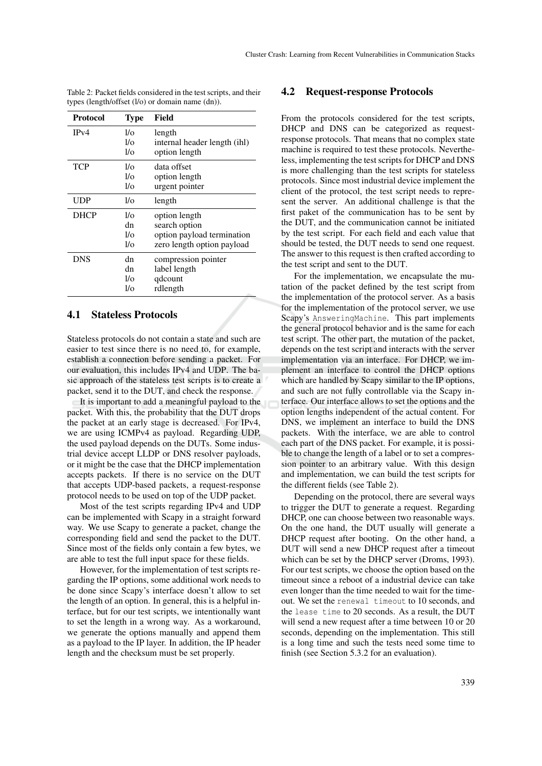Table 2: Packet fields considered in the test scripts, and their types (length/offset (l/o) or domain name (dn)).

| Protocol | Type | Field |
|---|---|---|
| IPv4 | l/o | length |
| | l/o | internal header length (ihl) |
| | l/o | option length |
| TCP | l/o | data offset |
| | l/o | option length |
| | l/o | urgent pointer |
| UDP | l/o | length |
| DHCP | l/o | option length |
| | dn | search option |
| | l/o | option payload termination |
| | l/o | zero length option payload |
| DNS | dn | compression pointer |
| | dn | label length |
| | l/o | qdcount |
| | l/o | rdlength |

## 4.1 Stateless Protocols

Stateless protocols do not contain a state and such are easier to test since there is no need to, for example, establish a connection before sending a packet. For our evaluation, this includes IPv4 and UDP. The basic approach of the stateless test scripts is to create a packet, send it to the DUT, and check the response.

It is important to add a meaningful payload to the packet. With this, the probability that the DUT drops the packet at an early stage is decreased. For IPv4, we are using ICMPv4 as payload. Regarding UDP, the used payload depends on the DUTs. Some industrial device accept LLDP or DNS resolver payloads, or it might be the case that the DHCP implementation accepts packets. If there is no service on the DUT that accepts UDP-based packets, a request-response protocol needs to be used on top of the UDP packet.

Most of the test scripts regarding IPv4 and UDP can be implemented with Scapy in a straight forward way. We use Scapy to generate a packet, change the corresponding field and send the packet to the DUT. Since most of the fields only contain a few bytes, we are able to test the full input space for these fields.

However, for the implementation of test scripts regarding the IP options, some additional work needs to be done since Scapy's interface doesn't allow to set the length of an option. In general, this is a helpful interface, but for our test scripts, we intentionally want to set the length in a wrong way. As a workaround, we generate the options manually and append them as a payload to the IP layer. In addition, the IP header length and the checksum must be set properly.

## 4.2 Request-response Protocols

From the protocols considered for the test scripts, DHCP and DNS can be categorized as request-response protocols. That means that no complex state machine is required to test these protocols. Nevertheless, implementing the test scripts for DHCP and DNS is more challenging than the test scripts for stateless protocols. Since most industrial device implement the client of the protocol, the test script needs to represent the server. An additional challenge is that the first paket of the communication has to be sent by the DUT, and the communication cannot be initiated by the test script. For each field and each value that should be tested, the DUT needs to send one request. The answer to this request is then crafted according to the test script and sent to the DUT.

For the implementation, we encapsulate the mutation of the packet defined by the test script from the implementation of the protocol server. As a basis for the implementation of the protocol server, we use Scapy's `AnsweringMachine`. This part implements the general protocol behavior and is the same for each test script. The other part, the mutation of the packet, depends on the test script and interacts with the server implementation via an interface. For DHCP, we implement an interface to control the DHCP options which are handled by Scapy similar to the IP options, and such are not fully controllable via the Scapy interface. Our interface allows to set the options and the option lengths independent of the actual content. For DNS, we implement an interface to build the DNS packets. With the interface, we are able to control each part of the DNS packet. For example, it is possible to change the length of a label or to set a compression pointer to an arbitrary value. With this design and implementation, we can build the test scripts for the different fields (see Table 2).

Depending on the protocol, there are several ways to trigger the DUT to generate a request. Regarding DHCP, one can choose between two reasonable ways. On the one hand, the DUT usually will generate a DHCP request after booting. On the other hand, a DUT will send a new DHCP request after a timeout which can be set by the DHCP server (Droms, 1993). For our test scripts, we choose the option based on the timeout since a reboot of a industrial device can take even longer than the time needed to wait for the timeout. We set the `renewal timeout` to 10 seconds, and the `lease time` to 20 seconds. As a result, the DUT will send a new request after a time between 10 or 20 seconds, depending on the implementation. This still is a long time and such the tests need some time to finish (see Section 5.3.2 for an evaluation).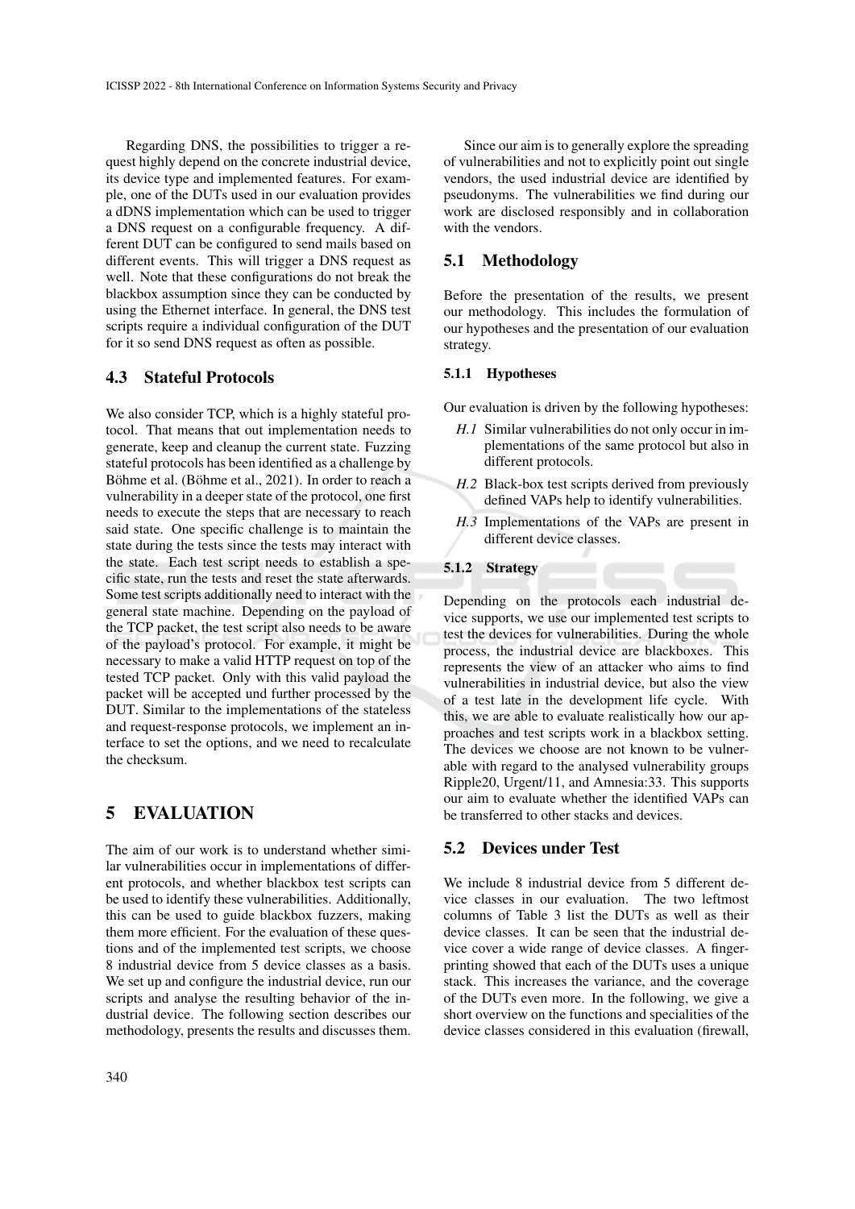Regarding DNS, the possibilities to trigger a request highly depend on the concrete industrial device, its device type and implemented features. For example, one of the DUTs used in our evaluation provides a dDNS implementation which can be used to trigger a DNS request on a configurable frequency. A different DUT can be configured to send mails based on different events. This will trigger a DNS request as well. Note that these configurations do not break the blackbox assumption since they can be conducted by using the Ethernet interface. In general, the DNS test scripts require a individual configuration of the DUT for it so send DNS request as often as possible.

### 4.3 Stateful Protocols

We also consider TCP, which is a highly stateful protocol. That means that out implementation needs to generate, keep and cleanup the current state. Fuzzing stateful protocols has been identified as a challenge by Böhme et al. (Böhme et al., 2021). In order to reach a vulnerability in a deeper state of the protocol, one first needs to execute the steps that are necessary to reach said state. One specific challenge is to maintain the state during the tests since the tests may interact with the state. Each test script needs to establish a specific state, run the tests and reset the state afterwards. Some test scripts additionally need to interact with the general state machine. Depending on the payload of the TCP packet, the test script also needs to be aware of the payload's protocol. For example, it might be necessary to make a valid HTTP request on top of the tested TCP packet. Only with this valid payload the packet will be accepted und further processed by the DUT. Similar to the implementations of the stateless and request-response protocols, we implement an interface to set the options, and we need to recalculate the checksum.

## 5 EVALUATION

The aim of our work is to understand whether similar vulnerabilities occur in implementations of different protocols, and whether blackbox test scripts can be used to identify these vulnerabilities. Additionally, this can be used to guide blackbox fuzzers, making them more efficient. For the evaluation of these questions and of the implemented test scripts, we choose 8 industrial device from 5 device classes as a basis. We set up and configure the industrial device, run our scripts and analyse the resulting behavior of the industrial device. The following section describes our methodology, presents the results and discusses them.

Since our aim is to generally explore the spreading of vulnerabilities and not to explicitly point out single vendors, the used industrial device are identified by pseudonyms. The vulnerabilities we find during our work are disclosed responsibly and in collaboration with the vendors.

### 5.1 Methodology

Before the presentation of the results, we present our methodology. This includes the formulation of our hypotheses and the presentation of our evaluation strategy.

#### 5.1.1 Hypotheses

Our evaluation is driven by the following hypotheses:

- *H.1* Similar vulnerabilities do not only occur in implementations of the same protocol but also in different protocols.
- *H.2* Black-box test scripts derived from previously defined VAPs help to identify vulnerabilities.
- *H.3* Implementations of the VAPs are present in different device classes.

#### 5.1.2 Strategy

Depending on the protocols each industrial device supports, we use our implemented test scripts to test the devices for vulnerabilities. During the whole process, the industrial device are blackboxes. This represents the view of an attacker who aims to find vulnerabilities in industrial device, but also the view of a test late in the development life cycle. With this, we are able to evaluate realistically how our approaches and test scripts work in a blackbox setting. The devices we choose are not known to be vulnerable with regard to the analysed vulnerability groups Ripple20, Urgent/11, and Amnesia:33. This supports our aim to evaluate whether the identified VAPs can be transferred to other stacks and devices.

### 5.2 Devices under Test

We include 8 industrial device from 5 different device classes in our evaluation. The two leftmost columns of Table 3 list the DUTs as well as their device classes. It can be seen that the industrial device cover a wide range of device classes. A fingerprinting showed that each of the DUTs uses a unique stack. This increases the variance, and the coverage of the DUTs even more. In the following, we give a short overview on the functions and specialities of the device classes considered in this evaluation (firewall,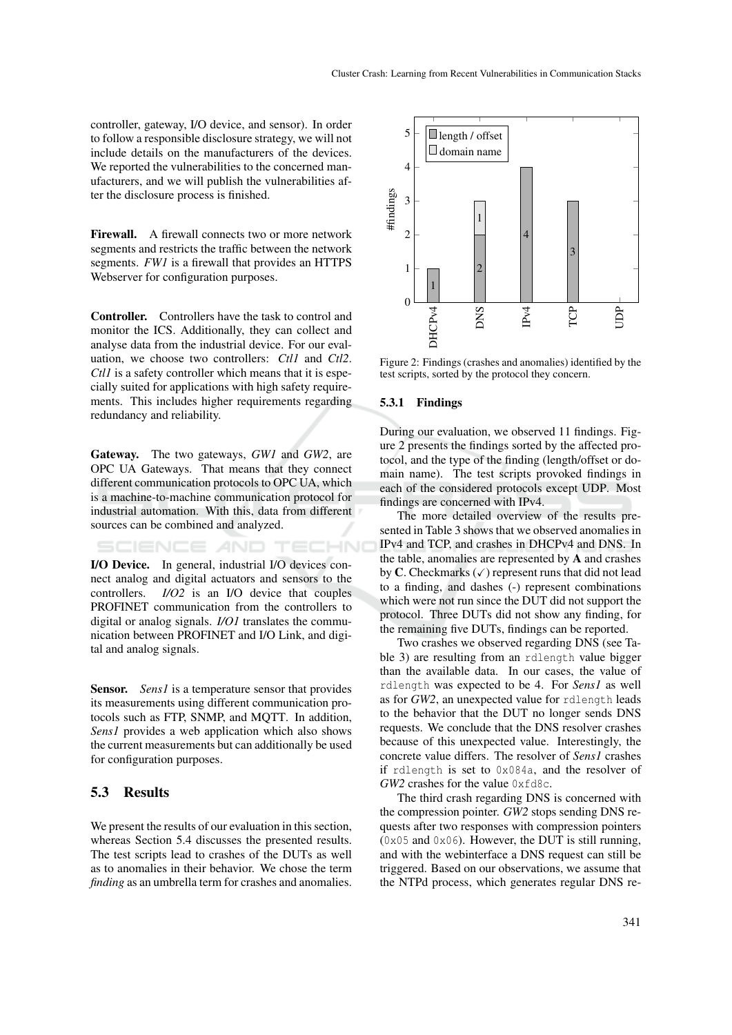controller, gateway, I/O device, and sensor). In order to follow a responsible disclosure strategy, we will not include details on the manufacturers of the devices. We reported the vulnerabilities to the concerned manufacturers, and we will publish the vulnerabilities after the disclosure process is finished.

**Firewall.** A firewall connects two or more network segments and restricts the traffic between the network segments. *FW1* is a firewall that provides an HTTPS Webserver for configuration purposes.

**Controller.** Controllers have the task to control and monitor the ICS. Additionally, they can collect and analyse data from the industrial device. For our evaluation, we choose two controllers: *Ctl1* and *Ctl2*. *Ctl1* is a safety controller which means that it is especially suited for applications with high safety requirements. This includes higher requirements regarding redundancy and reliability.

**Gateway.** The two gateways, *GW1* and *GW2*, are OPC UA Gateways. That means that they connect different communication protocols to OPC UA, which is a machine-to-machine communication protocol for industrial automation. With this, data from different sources can be combined and analyzed.

**I/O Device.** In general, industrial I/O devices connect analog and digital actuators and sensors to the controllers. *I/O2* is an I/O device that couples PROFINET communication from the controllers to digital or analog signals. *I/O1* translates the communication between PROFINET and I/O Link, and digital and analog signals.

**Sensor.** *Sens1* is a temperature sensor that provides its measurements using different communication protocols such as FTP, SNMP, and MQTT. In addition, *Sens1* provides a web application which also shows the current measurements but can additionally be used for configuration purposes.

## 5.3 Results

We present the results of our evaluation in this section, whereas Section 5.4 discusses the presented results. The test scripts lead to crashes of the DUTs as well as to anomalies in their behavior. We chose the term *finding* as an umbrella term for crashes and anomalies.

Figure 2: Findings (crashes and anomalies) identified by the test scripts, sorted by the protocol they concern.

### 5.3.1 Findings

During our evaluation, we observed 11 findings. Figure 2 presents the findings sorted by the affected protocol, and the type of the finding (length/offset or domain name). The test scripts provoked findings in each of the considered protocols except UDP. Most findings are concerned with IPv4.

The more detailed overview of the results presented in Table 3 shows that we observed anomalies in IPv4 and TCP, and crashes in DHCPv4 and DNS. In the table, anomalies are represented by **A** and crashes by **C**. Checkmarks (✓) represent runs that did not lead to a finding, and dashes (-) represent combinations which were not run since the DUT did not support the protocol. Three DUTs did not show any finding, for the remaining five DUTs, findings can be reported.

Two crashes we observed regarding DNS (see Table 3) are resulting from an `rdlength` value bigger than the available data. In our cases, the value of `rdlength` was expected to be 4. For *Sens1* as well as for *GW2*, an unexpected value for `rdlength` leads to the behavior that the DUT no longer sends DNS requests. We conclude that the DNS resolver crashes because of this unexpected value. Interestingly, the concrete value differs. The resolver of *Sens1* crashes if `rdlength` is set to `0x084a`, and the resolver of *GW2* crashes for the value `0xfd8c`.

The third crash regarding DNS is concerned with the compression pointer. *GW2* stops sending DNS requests after two responses with compression pointers (`0x05` and `0x06`). However, the DUT is still running, and with the webinterface a DNS request can still be triggered. Based on our observations, we assume that the NTPd process, which generates regular DNS re-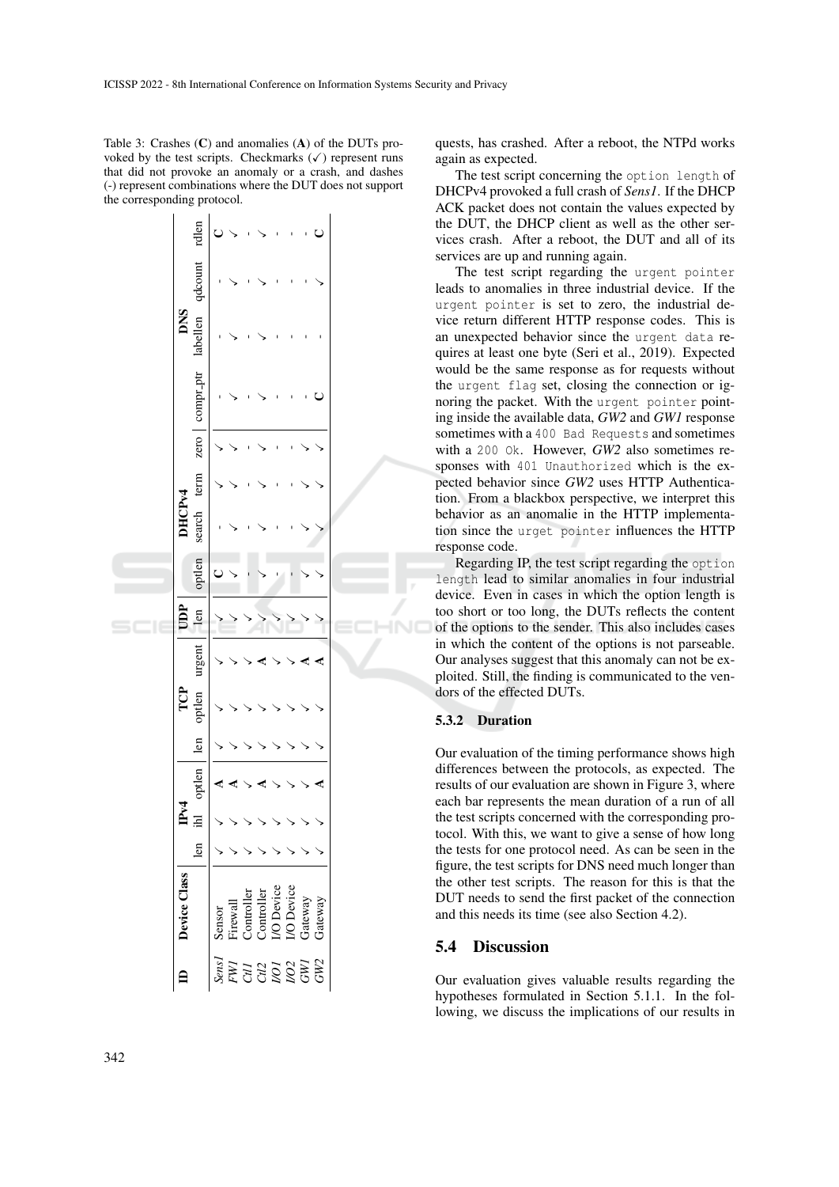Table 3: Crashes (**C**) and anomalies (**A**) of the DUTs provoked by the test scripts. Checkmarks (✓) represent runs that did not provoke an anomaly or a crash, and dashes (-) represent combinations where the DUT does not support the corresponding protocol.

| ID | Device Class | IPv4 | | | TCP | | | UDP | DHCPv4 | | | | DNS | | | |
|---|---|---|---|---|---|---|---|---|---|---|---|---|---|---|---|---|
| | | len | ihl | optlen | len | optlen | urgent | len | optlen | search | term | zero | compr_ptr | labellen | qdcount | rdlen |
| *Sens1* | Sensor | ✓ | ✓ | **A** | ✓ | ✓ | ✓ | ✓ | **C** | - | ✓ | ✓ | - | - | - | **C** |
| *FW1* | Firewall | ✓ | ✓ | **A** | ✓ | ✓ | ✓ | ✓ | ✓ | ✓ | ✓ | ✓ | ✓ | ✓ | ✓ | ✓ |
| *Ctl1* | Controller | ✓ | ✓ | ✓ | ✓ | ✓ | ✓ | ✓ | - | - | - | - | - | - | - | - |
| *Ctl2* | Controller | ✓ | ✓ | **A** | ✓ | ✓ | **A** | ✓ | ✓ | ✓ | ✓ | ✓ | ✓ | ✓ | ✓ | ✓ |
| *IO1* | I/O Device | ✓ | ✓ | ✓ | ✓ | ✓ | ✓ | ✓ | - | - | - | - | - | - | - | - |
| *IO2* | I/O Device | ✓ | ✓ | ✓ | ✓ | ✓ | ✓ | ✓ | - | - | - | - | - | - | - | - |
| *GW1* | Gateway | ✓ | ✓ | ✓ | ✓ | ✓ | **A** | ✓ | ✓ | ✓ | ✓ | ✓ | - | - | - | - |
| *GW2* | Gateway | ✓ | ✓ | **A** | ✓ | ✓ | **A** | ✓ | ✓ | ✓ | ✓ | ✓ | **C** | - | ✓ | **C** |

quests, has crashed. After a reboot, the NTPd works again as expected.

The test script concerning the `option length` of DHCPv4 provoked a full crash of *Sens1*. If the DHCP ACK packet does not contain the values expected by the DUT, the DHCP client as well as the other services crash. After a reboot, the DUT and all of its services are up and running again.

The test script regarding the `urgent pointer` leads to anomalies in three industrial device. If the `urgent pointer` is set to zero, the industrial device return different HTTP response codes. This is an unexpected behavior since the `urgent data` requires at least one byte (Seri et al., 2019). Expected would be the same response as for requests without the `urgent flag` set, closing the connection or ignoring the packet. With the `urgent pointer` pointing inside the available data, *GW2* and *GW1* response sometimes with a `400 Bad Requests` and sometimes with a `200 Ok`. However, *GW2* also sometimes responses with `401 Unauthorized` which is the expected behavior since *GW2* uses HTTP Authentication. From a blackbox perspective, we interpret this behavior as an anomalie in the HTTP implementation since the `urget pointer` influences the HTTP response code.

Regarding IP, the test script regarding the `option length` lead to similar anomalies in four industrial device. Even in cases in which the option length is too short or too long, the DUTs reflects the content of the options to the sender. This also includes cases in which the content of the options is not parseable. Our analyses suggest that this anomaly can not be exploited. Still, the finding is communicated to the vendors of the effected DUTs.

#### 5.3.2 Duration

Our evaluation of the timing performance shows high differences between the protocols, as expected. The results of our evaluation are shown in Figure 3, where each bar represents the mean duration of a run of all the test scripts concerned with the corresponding protocol. With this, we want to give a sense of how long the tests for one protocol need. As can be seen in the figure, the test scripts for DNS need much longer than the other test scripts. The reason for this is that the DUT needs to send the first packet of the connection and this needs its time (see also Section 4.2).

### 5.4 Discussion

Our evaluation gives valuable results regarding the hypotheses formulated in Section 5.1.1. In the following, we discuss the implications of our results in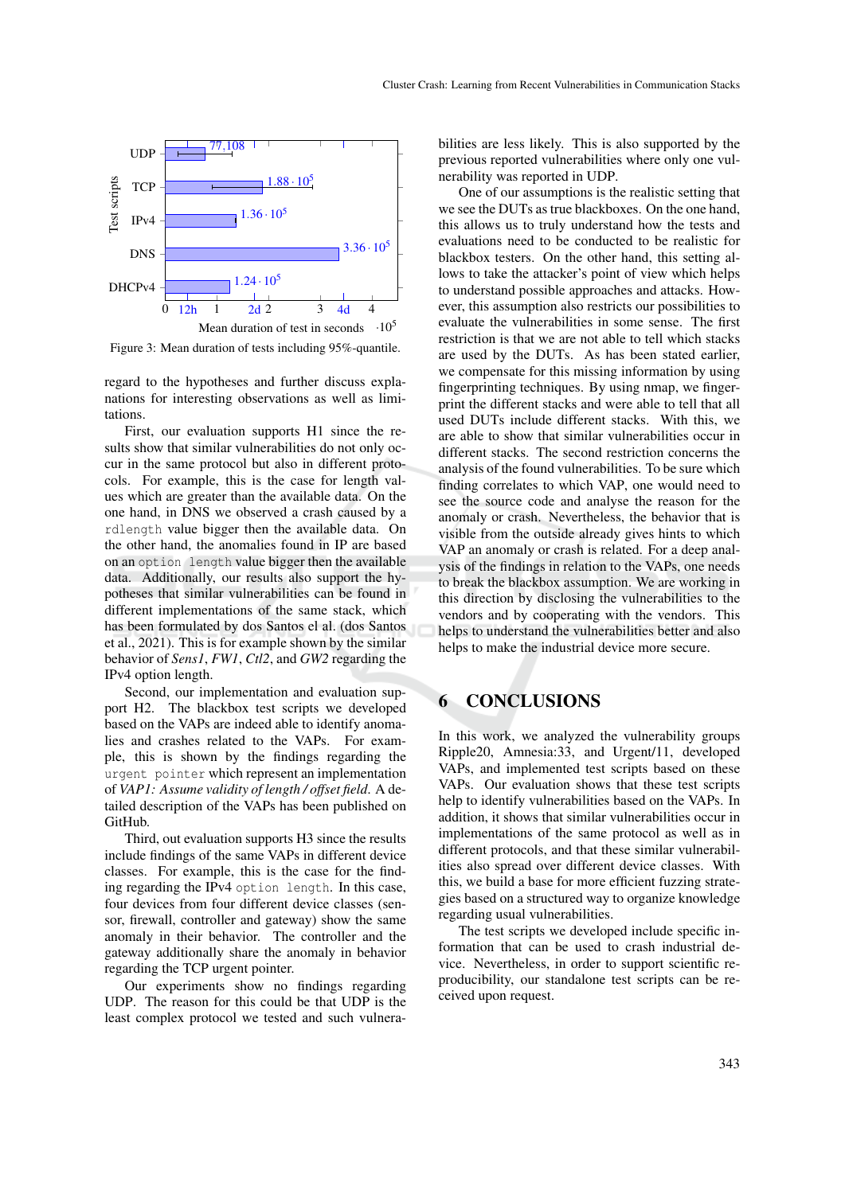Figure 3: Mean duration of tests including 95%-quantile.

regard to the hypotheses and further discuss explanations for interesting observations as well as limitations.

First, our evaluation supports H1 since the results show that similar vulnerabilities do not only occur in the same protocol but also in different protocols. For example, this is the case for length values which are greater than the available data. On the one hand, in DNS we observed a crash caused by a `rdlength` value bigger then the available data. On the other hand, the anomalies found in IP are based on an `option length` value bigger then the available data. Additionally, our results also support the hypotheses that similar vulnerabilities can be found in different implementations of the same stack, which has been formulated by dos Santos el al. (dos Santos et al., 2021). This is for example shown by the similar behavior of *Sens1*, *FW1*, *Ctl2*, and *GW2* regarding the IPv4 option length.

Second, our implementation and evaluation support H2. The blackbox test scripts we developed based on the VAPs are indeed able to identify anomalies and crashes related to the VAPs. For example, this is shown by the findings regarding the `urgent pointer` which represent an implementation of *VAP1: Assume validity of length / offset field*. A detailed description of the VAPs has been published on GitHub.

Third, out evaluation supports H3 since the results include findings of the same VAPs in different device classes. For example, this is the case for the finding regarding the IPv4 `option length`. In this case, four devices from four different device classes (sensor, firewall, controller and gateway) show the same anomaly in their behavior. The controller and the gateway additionally share the anomaly in behavior regarding the TCP urgent pointer.

Our experiments show no findings regarding UDP. The reason for this could be that UDP is the least complex protocol we tested and such vulnerabilities are less likely. This is also supported by the previous reported vulnerabilities where only one vulnerability was reported in UDP.

One of our assumptions is the realistic setting that we see the DUTs as true blackboxes. On the one hand, this allows us to truly understand how the tests and evaluations need to be conducted to be realistic for blackbox testers. On the other hand, this setting allows to take the attacker's point of view which helps to understand possible approaches and attacks. However, this assumption also restricts our possibilities to evaluate the vulnerabilities in some sense. The first restriction is that we are not able to tell which stacks are used by the DUTs. As has been stated earlier, we compensate for this missing information by using fingerprinting techniques. By using nmap, we fingerprint the different stacks and were able to tell that all used DUTs include different stacks. With this, we are able to show that similar vulnerabilities occur in different stacks. The second restriction concerns the analysis of the found vulnerabilities. To be sure which finding correlates to which VAP, one would need to see the source code and analyse the reason for the anomaly or crash. Nevertheless, the behavior that is visible from the outside already gives hints to which VAP an anomaly or crash is related. For a deep analysis of the findings in relation to the VAPs, one needs to break the blackbox assumption. We are working in this direction by disclosing the vulnerabilities to the vendors and by cooperating with the vendors. This helps to understand the vulnerabilities better and also helps to make the industrial device more secure.

# 6 CONCLUSIONS

In this work, we analyzed the vulnerability groups Ripple20, Amnesia:33, and Urgent/11, developed VAPs, and implemented test scripts based on these VAPs. Our evaluation shows that these test scripts help to identify vulnerabilities based on the VAPs. In addition, it shows that similar vulnerabilities occur in implementations of the same protocol as well as in different protocols, and that these similar vulnerabilities also spread over different device classes. With this, we build a base for more efficient fuzzing strategies based on a structured way to organize knowledge regarding usual vulnerabilities.

The test scripts we developed include specific information that can be used to crash industrial device. Nevertheless, in order to support scientific reproducibility, our standalone test scripts can be received upon request.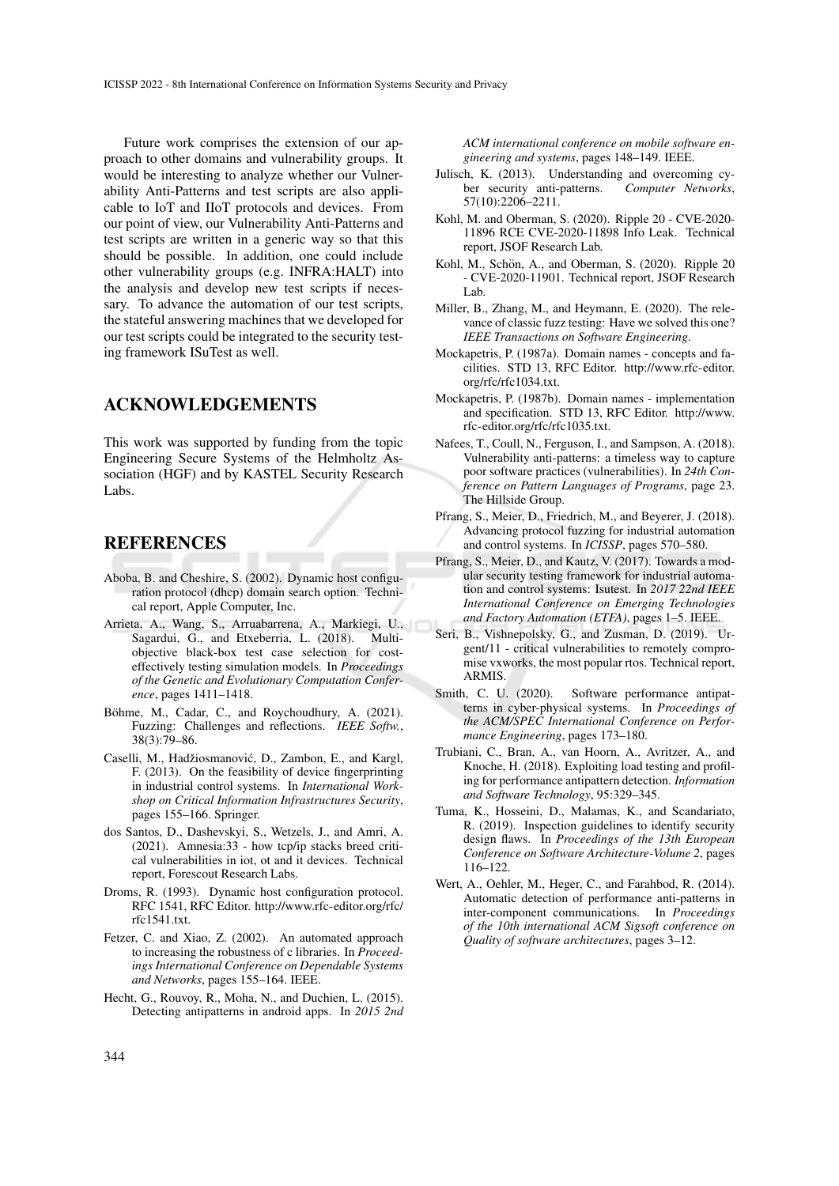Future work comprises the extension of our approach to other domains and vulnerability groups. It would be interesting to analyze whether our Vulnerability Anti-Patterns and test scripts are also applicable to IoT and IIoT protocols and devices. From our point of view, our Vulnerability Anti-Patterns and test scripts are written in a generic way so that this should be possible. In addition, one could include other vulnerability groups (e.g. INFRA:HALT) into the analysis and develop new test scripts if necessary. To advance the automation of our test scripts, the stateful answering machines that we developed for our test scripts could be integrated to the security testing framework ISuTest as well.

## ACKNOWLEDGEMENTS

This work was supported by funding from the topic Engineering Secure Systems of the Helmholtz Association (HGF) and by KASTEL Security Research Labs.

## REFERENCES

Aboba, B. and Cheshire, S. (2002). Dynamic host configuration protocol (dhcp) domain search option. Technical report, Apple Computer, Inc.

Arrieta, A., Wang, S., Arruabarrena, A., Markiegi, U., Sagardui, G., and Etxeberria, L. (2018). Multi-objective black-box test case selection for cost-effectively testing simulation models. In *Proceedings of the Genetic and Evolutionary Computation Conference*, pages 1411–1418.

Böhme, M., Cadar, C., and Roychoudhury, A. (2021). Fuzzing: Challenges and reflections. *IEEE Softw.*, 38(3):79–86.

Caselli, M., Hadžiosmanović, D., Zambon, E., and Kargl, F. (2013). On the feasibility of device fingerprinting in industrial control systems. In *International Workshop on Critical Information Infrastructures Security*, pages 155–166. Springer.

dos Santos, D., Dashevskyi, S., Wetzels, J., and Amri, A. (2021). Amnesia:33 - how tcp/ip stacks breed critical vulnerabilities in iot, ot and it devices. Technical report, Forescout Research Labs.

Droms, R. (1993). Dynamic host configuration protocol. RFC 1541, RFC Editor. http://www.rfc-editor.org/rfc/rfc1541.txt.

Fetzer, C. and Xiao, Z. (2002). An automated approach to increasing the robustness of c libraries. In *Proceedings International Conference on Dependable Systems and Networks*, pages 155–164. IEEE.

Hecht, G., Rouvoy, R., Moha, N., and Duchien, L. (2015). Detecting antipatterns in android apps. In *2015 2nd ACM international conference on mobile software engineering and systems*, pages 148–149. IEEE.

Julisch, K. (2013). Understanding and overcoming cyber security anti-patterns. *Computer Networks*, 57(10):2206–2211.

Kohl, M. and Oberman, S. (2020). Ripple 20 - CVE-2020-11896 RCE CVE-2020-11898 Info Leak. Technical report, JSOF Research Lab.

Kohl, M., Schön, A., and Oberman, S. (2020). Ripple 20 - CVE-2020-11901. Technical report, JSOF Research Lab.

Miller, B., Zhang, M., and Heymann, E. (2020). The relevance of classic fuzz testing: Have we solved this one? *IEEE Transactions on Software Engineering*.

Mockapetris, P. (1987a). Domain names - concepts and facilities. STD 13, RFC Editor. http://www.rfc-editor.org/rfc/rfc1034.txt.

Mockapetris, P. (1987b). Domain names - implementation and specification. STD 13, RFC Editor. http://www.rfc-editor.org/rfc/rfc1035.txt.

Nafees, T., Coull, N., Ferguson, I., and Sampson, A. (2018). Vulnerability anti-patterns: a timeless way to capture poor software practices (vulnerabilities). In *24th Conference on Pattern Languages of Programs*, page 23. The Hillside Group.

Pfrang, S., Meier, D., Friedrich, M., and Beyerer, J. (2018). Advancing protocol fuzzing for industrial automation and control systems. In *ICISSP*, pages 570–580.

Pfrang, S., Meier, D., and Kautz, V. (2017). Towards a modular security testing framework for industrial automation and control systems: Isutest. In *2017 22nd IEEE International Conference on Emerging Technologies and Factory Automation (ETFA)*, pages 1–5. IEEE.

Seri, B., Vishnepolsky, G., and Zusman, D. (2019). Urgent/11 - critical vulnerabilities to remotely compromise vxworks, the most popular rtos. Technical report, ARMIS.

Smith, C. U. (2020). Software performance antipatterns in cyber-physical systems. In *Proceedings of the ACM/SPEC International Conference on Performance Engineering*, pages 173–180.

Trubiani, C., Bran, A., van Hoorn, A., Avritzer, A., and Knoche, H. (2018). Exploiting load testing and profiling for performance antipattern detection. *Information and Software Technology*, 95:329–345.

Tuma, K., Hosseini, D., Malamas, K., and Scandariato, R. (2019). Inspection guidelines to identify security design flaws. In *Proceedings of the 13th European Conference on Software Architecture-Volume 2*, pages 116–122.

Wert, A., Oehler, M., Heger, C., and Farahbod, R. (2014). Automatic detection of performance anti-patterns in inter-component communications. In *Proceedings of the 10th international ACM Sigsoft conference on Quality of software architectures*, pages 3–12.